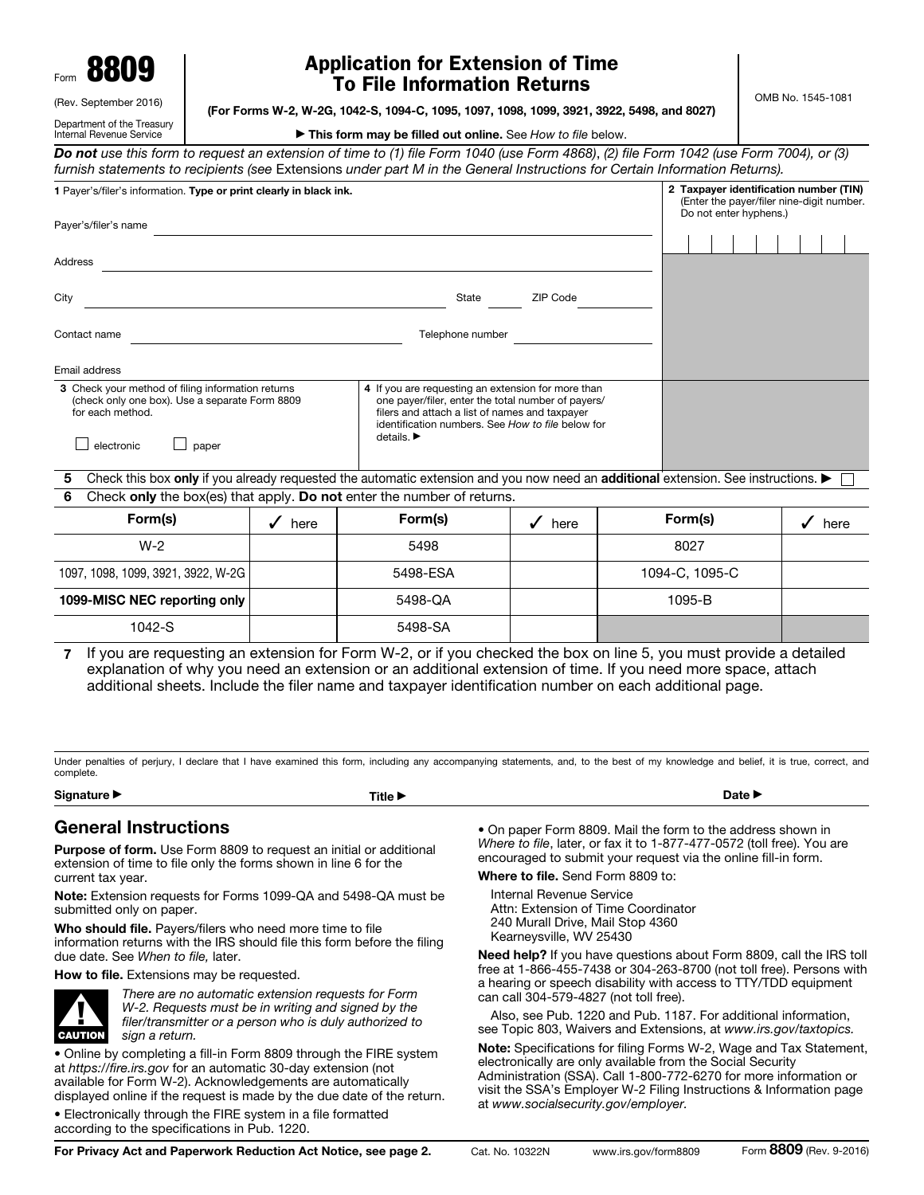Form **8809**

(Rev. September 2016)

Department of the Treasury
Internal Revenue Service

# Application for Extension of Time To File Information Returns

**(For Forms W-2, W-2G, 1042-S, 1094-C, 1095, 1097, 1098, 1099, 3921, 3922, 5498, and 8027)**

▶ **This form may be filled out online.** See *How to file* below.

OMB No. 1545-1081

***Do not** use this form to request an extension of time to (1) file Form 1040 (use Form 4868), (2) file Form 1042 (use Form 7004), or (3) furnish statements to recipients (see* Extensions *under part M in the General Instructions for Certain Information Returns).*

**1** Payer's/filer's information. **Type or print clearly in black ink.**

Payer's/filer's name

Address

City State ZIP Code

Contact name Telephone number

Email address

**2 Taxpayer identification number (TIN)** (Enter the payer/filer nine-digit number. Do not enter hyphens.)

**3** Check your method of filing information returns (check only one box). Use a separate Form 8809 for each method.

☐ electronic ☐ paper

**4** If you are requesting an extension for more than one payer/filer, enter the total number of payers/filers and attach a list of names and taxpayer identification numbers. See *How to file* below for details. ▶

**5** Check this box **only** if you already requested the automatic extension and you now need an **additional** extension. See instructions. ▶ ☐

**6** Check **only** the box(es) that apply. **Do not** enter the number of returns.

| Form(s) | ✓ here | Form(s) | ✓ here | Form(s) | ✓ here |
|---|---|---|---|---|---|
| W-2 | | 5498 | | 8027 | |
| 1097, 1098, 1099, 3921, 3922, W-2G | | 5498-ESA | | 1094-C, 1095-C | |
| **1099-MISC NEC reporting only** | | 5498-QA | | 1095-B | |
| 1042-S | | 5498-SA | | | |

**7** If you are requesting an extension for Form W-2, or if you checked the box on line 5, you must provide a detailed explanation of why you need an extension or an additional extension of time. If you need more space, attach additional sheets. Include the filer name and taxpayer identification number on each additional page.

Under penalties of perjury, I declare that I have examined this form, including any accompanying statements, and, to the best of my knowledge and belief, it is true, correct, and complete.

**Signature** ▶ **Title** ▶ **Date** ▶

## General Instructions

**Purpose of form.** Use Form 8809 to request an initial or additional extension of time to file only the forms shown in line 6 for the current tax year.

**Note:** Extension requests for Forms 1099-QA and 5498-QA must be submitted only on paper.

**Who should file.** Payers/filers who need more time to file information returns with the IRS should file this form before the filing due date. See *When to file,* later.

**How to file.** Extensions may be requested.

**CAUTION:** *There are no automatic extension requests for Form W-2. Requests must be in writing and signed by the filer/transmitter or a person who is duly authorized to sign a return.*

- Online by completing a fill-in Form 8809 through the FIRE system at *https://fire.irs.gov* for an automatic 30-day extension (not available for Form W-2). Acknowledgements are automatically displayed online if the request is made by the due date of the return.
- Electronically through the FIRE system in a file formatted according to the specifications in Pub. 1220.
- On paper Form 8809. Mail the form to the address shown in *Where to file*, later, or fax it to 1-877-477-0572 (toll free). You are encouraged to submit your request via the online fill-in form.

**Where to file.** Send Form 8809 to:

Internal Revenue Service
Attn: Extension of Time Coordinator
240 Murall Drive, Mail Stop 4360
Kearneysville, WV 25430

**Need help?** If you have questions about Form 8809, call the IRS toll free at 1-866-455-7438 or 304-263-8700 (not toll free). Persons with a hearing or speech disability with access to TTY/TDD equipment can call 304-579-4827 (not toll free).

Also, see Pub. 1220 and Pub. 1187. For additional information, see Topic 803, Waivers and Extensions, at *www.irs.gov/taxtopics.*

**Note:** Specifications for filing Forms W-2, Wage and Tax Statement, electronically are only available from the Social Security Administration (SSA). Call 1-800-772-6270 for more information or visit the SSA's Employer W-2 Filing Instructions & Information page at *www.socialsecurity.gov/employer.*

**For Privacy Act and Paperwork Reduction Act Notice, see page 2.** Cat. No. 10322N www.irs.gov/form8809 Form **8809** (Rev. 9-2016)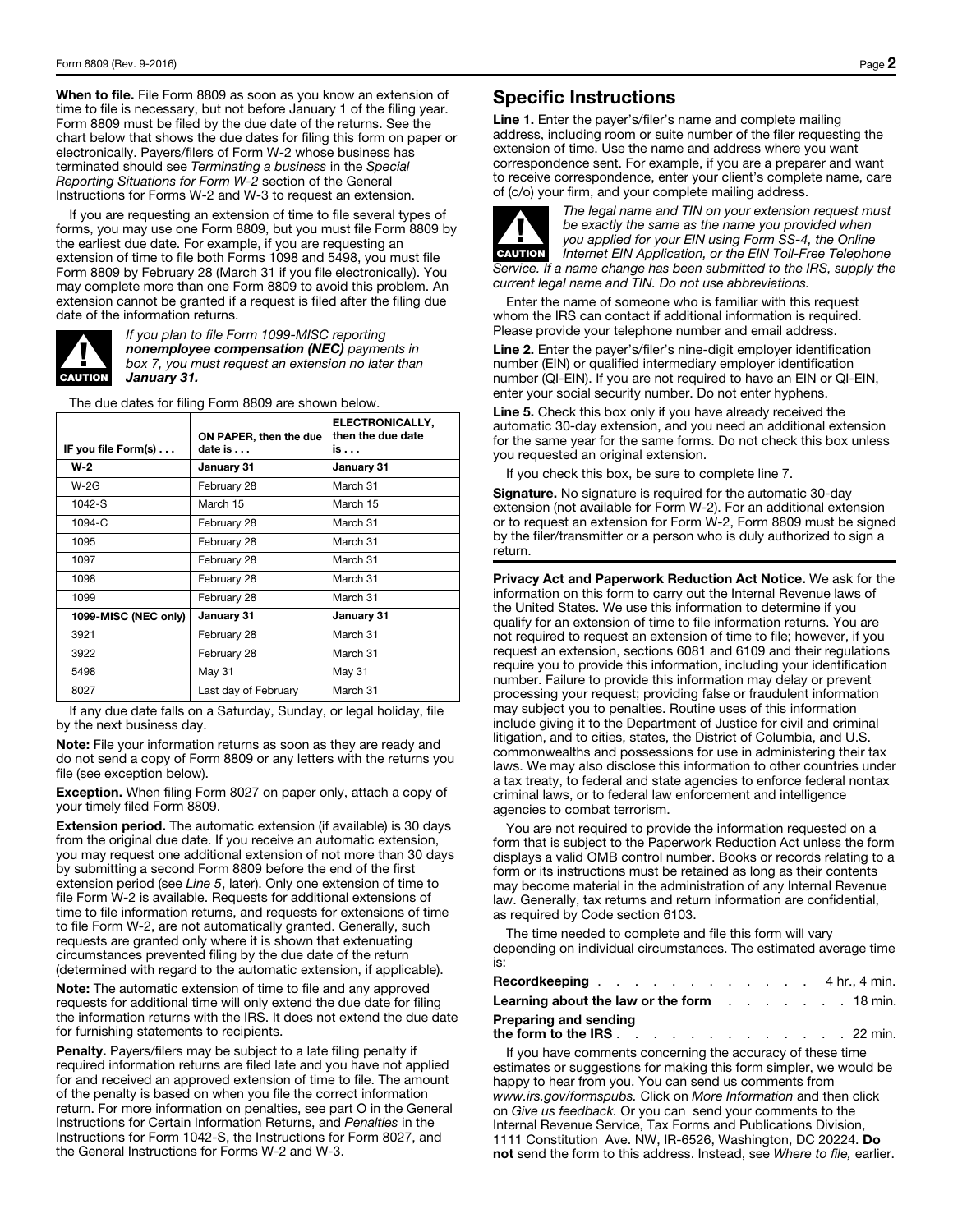**When to file.** File Form 8809 as soon as you know an extension of time to file is necessary, but not before January 1 of the filing year. Form 8809 must be filed by the due date of the returns. See the chart below that shows the due dates for filing this form on paper or electronically. Payers/filers of Form W-2 whose business has terminated should see *Terminating a business* in the *Special Reporting Situations for Form W-2* section of the General Instructions for Forms W-2 and W-3 to request an extension.

If you are requesting an extension of time to file several types of forms, you may use one Form 8809, but you must file Form 8809 by the earliest due date. For example, if you are requesting an extension of time to file both Forms 1098 and 5498, you must file Form 8809 by February 28 (March 31 if you file electronically). You may complete more than one Form 8809 to avoid this problem. An extension cannot be granted if a request is filed after the filing due date of the information returns.

**CAUTION** *If you plan to file Form 1099-MISC reporting **nonemployee compensation (NEC)** payments in box 7, you must request an extension no later than **January 31.***

The due dates for filing Form 8809 are shown below.

| IF you file Form(s) . . . | ON PAPER, then the due date is . . . | ELECTRONICALLY, then the due date is . . . |
|---|---|---|
| **W-2** | **January 31** | **January 31** |
| W-2G | February 28 | March 31 |
| 1042-S | March 15 | March 15 |
| 1094-C | February 28 | March 31 |
| 1095 | February 28 | March 31 |
| 1097 | February 28 | March 31 |
| 1098 | February 28 | March 31 |
| 1099 | February 28 | March 31 |
| **1099-MISC (NEC only)** | **January 31** | **January 31** |
| 3921 | February 28 | March 31 |
| 3922 | February 28 | March 31 |
| 5498 | May 31 | May 31 |
| 8027 | Last day of February | March 31 |

If any due date falls on a Saturday, Sunday, or legal holiday, file by the next business day.

**Note:** File your information returns as soon as they are ready and do not send a copy of Form 8809 or any letters with the returns you file (see exception below).

**Exception.** When filing Form 8027 on paper only, attach a copy of your timely filed Form 8809.

**Extension period.** The automatic extension (if available) is 30 days from the original due date. If you receive an automatic extension, you may request one additional extension of not more than 30 days by submitting a second Form 8809 before the end of the first extension period (see *Line 5*, later). Only one extension of time to file Form W-2 is available. Requests for additional extensions of time to file information returns, and requests for extensions of time to file Form W-2, are not automatically granted. Generally, such requests are granted only where it is shown that extenuating circumstances prevented filing by the due date of the return (determined with regard to the automatic extension, if applicable).

**Note:** The automatic extension of time to file and any approved requests for additional time will only extend the due date for filing the information returns with the IRS. It does not extend the due date for furnishing statements to recipients.

**Penalty.** Payers/filers may be subject to a late filing penalty if required information returns are filed late and you have not applied for and received an approved extension of time to file. The amount of the penalty is based on when you file the correct information return. For more information on penalties, see part O in the General Instructions for Certain Information Returns, and *Penalties* in the Instructions for Form 1042-S, the Instructions for Form 8027, and the General Instructions for Forms W-2 and W-3.

## Specific Instructions

**Line 1.** Enter the payer's/filer's name and complete mailing address, including room or suite number of the filer requesting the extension of time. Use the name and address where you want correspondence sent. For example, if you are a preparer and want to receive correspondence, enter your client's complete name, care of (c/o) your firm, and your complete mailing address.

**CAUTION** *The legal name and TIN on your extension request must be exactly the same as the name you provided when you applied for your EIN using Form SS-4, the Online Internet EIN Application, or the EIN Toll-Free Telephone Service. If a name change has been submitted to the IRS, supply the current legal name and TIN. Do not use abbreviations.*

Enter the name of someone who is familiar with this request whom the IRS can contact if additional information is required. Please provide your telephone number and email address.

**Line 2.** Enter the payer's/filer's nine-digit employer identification number (EIN) or qualified intermediary employer identification number (QI-EIN). If you are not required to have an EIN or QI-EIN, enter your social security number. Do not enter hyphens.

**Line 5.** Check this box only if you have already received the automatic 30-day extension, and you need an additional extension for the same year for the same forms. Do not check this box unless you requested an original extension.

If you check this box, be sure to complete line 7.

**Signature.** No signature is required for the automatic 30-day extension (not available for Form W-2). For an additional extension or to request an extension for Form W-2, Form 8809 must be signed by the filer/transmitter or a person who is duly authorized to sign a return.

**Privacy Act and Paperwork Reduction Act Notice.** We ask for the information on this form to carry out the Internal Revenue laws of the United States. We use this information to determine if you qualify for an extension of time to file information returns. You are not required to request an extension of time to file; however, if you request an extension, sections 6081 and 6109 and their regulations require you to provide this information, including your identification number. Failure to provide this information may delay or prevent processing your request; providing false or fraudulent information may subject you to penalties. Routine uses of this information include giving it to the Department of Justice for civil and criminal litigation, and to cities, states, the District of Columbia, and U.S. commonwealths and possessions for use in administering their tax laws. We may also disclose this information to other countries under a tax treaty, to federal and state agencies to enforce federal nontax criminal laws, or to federal law enforcement and intelligence agencies to combat terrorism.

You are not required to provide the information requested on a form that is subject to the Paperwork Reduction Act unless the form displays a valid OMB control number. Books or records relating to a form or its instructions must be retained as long as their contents may become material in the administration of any Internal Revenue law. Generally, tax returns and return information are confidential, as required by Code section 6103.

The time needed to complete and file this form will vary depending on individual circumstances. The estimated average time is:

**Recordkeeping** . . . . . . . . . . . . . 4 hr., 4 min.
**Learning about the law or the form** . . . . . . . . 18 min.
**Preparing and sending the form to the IRS** . . . . . . . . . . . . . . 22 min.

If you have comments concerning the accuracy of these time estimates or suggestions for making this form simpler, we would be happy to hear from you. You can send us comments from *www.irs.gov/formspubs.* Click on *More Information* and then click on *Give us feedback.* Or you can send your comments to the Internal Revenue Service, Tax Forms and Publications Division, 1111 Constitution Ave. NW, IR-6526, Washington, DC 20224. **Do not** send the form to this address. Instead, see *Where to file,* earlier.